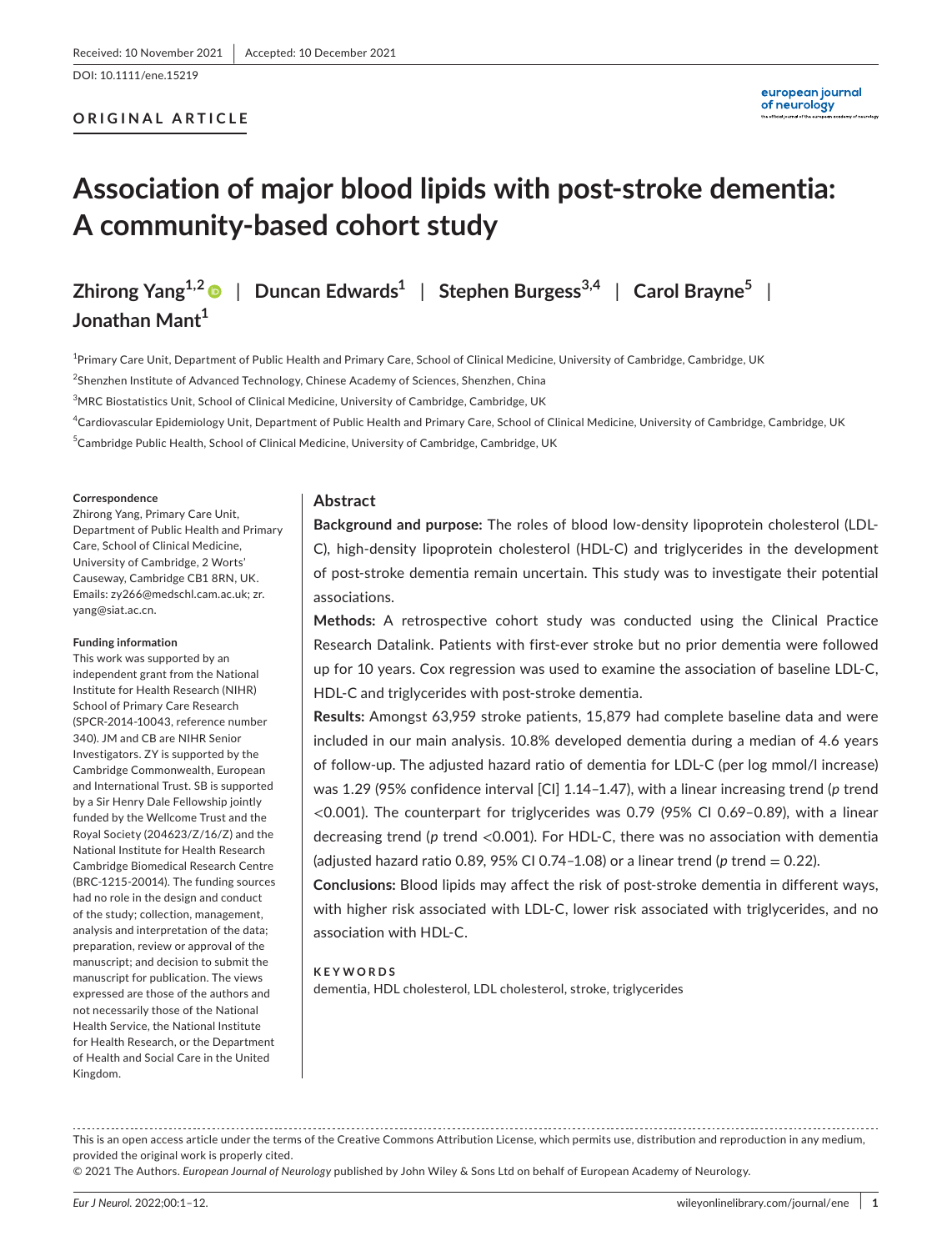Received: 10 November 2021 | Accepted: 10 December 2021

DOI: 10.1111/ene.15219

**ORIGINAL ARTICLE**

# Association of major blood lipids with post-stroke dementia: A community-based cohort study

**Zhirong Yang**[1,2] | **Duncan Edwards**[1] | **Stephen Burgess**[3,4] | **Carol Brayne**[5] | **Jonathan Mant**[1]

[1]Primary Care Unit, Department of Public Health and Primary Care, School of Clinical Medicine, University of Cambridge, Cambridge, UK

[2]Shenzhen Institute of Advanced Technology, Chinese Academy of Sciences, Shenzhen, China

[3]MRC Biostatistics Unit, School of Clinical Medicine, University of Cambridge, Cambridge, UK

[4]Cardiovascular Epidemiology Unit, Department of Public Health and Primary Care, School of Clinical Medicine, University of Cambridge, Cambridge, UK

[5]Cambridge Public Health, School of Clinical Medicine, University of Cambridge, Cambridge, UK

**Correspondence**

Zhirong Yang, Primary Care Unit, Department of Public Health and Primary Care, School of Clinical Medicine, University of Cambridge, 2 Worts' Causeway, Cambridge CB1 8RN, UK.
Emails: zy266@medschl.cam.ac.uk; zr.yang@siat.ac.cn.

**Funding information**

This work was supported by an independent grant from the National Institute for Health Research (NIHR) School of Primary Care Research (SPCR-2014-10043, reference number 340). JM and CB are NIHR Senior Investigators. ZY is supported by the Cambridge Commonwealth, European and International Trust. SB is supported by a Sir Henry Dale Fellowship jointly funded by the Wellcome Trust and the Royal Society (204623/Z/16/Z) and the National Institute for Health Research Cambridge Biomedical Research Centre (BRC-1215-20014). The funding sources had no role in the design and conduct of the study; collection, management, analysis and interpretation of the data; preparation, review or approval of the manuscript; and decision to submit the manuscript for publication. The views expressed are those of the authors and not necessarily those of the National Health Service, the National Institute for Health Research, or the Department of Health and Social Care in the United Kingdom.

## Abstract

**Background and purpose:** The roles of blood low-density lipoprotein cholesterol (LDL-C), high-density lipoprotein cholesterol (HDL-C) and triglycerides in the development of post-stroke dementia remain uncertain. This study was to investigate their potential associations.

**Methods:** A retrospective cohort study was conducted using the Clinical Practice Research Datalink. Patients with first-ever stroke but no prior dementia were followed up for 10 years. Cox regression was used to examine the association of baseline LDL-C, HDL-C and triglycerides with post-stroke dementia.

**Results:** Amongst 63,959 stroke patients, 15,879 had complete baseline data and were included in our main analysis. 10.8% developed dementia during a median of 4.6 years of follow-up. The adjusted hazard ratio of dementia for LDL-C (per log mmol/l increase) was 1.29 (95% confidence interval [CI] 1.14–1.47), with a linear increasing trend ($p$ trend $<0.001$). The counterpart for triglycerides was 0.79 (95% CI 0.69–0.89), with a linear decreasing trend ($p$ trend $<0.001$). For HDL-C, there was no association with dementia (adjusted hazard ratio 0.89, 95% CI 0.74–1.08) or a linear trend ($p$ trend $= 0.22$).

**Conclusions:** Blood lipids may affect the risk of post-stroke dementia in different ways, with higher risk associated with LDL-C, lower risk associated with triglycerides, and no association with HDL-C.

**KEYWORDS**

dementia, HDL cholesterol, LDL cholesterol, stroke, triglycerides

This is an open access article under the terms of the Creative Commons Attribution License, which permits use, distribution and reproduction in any medium, provided the original work is properly cited.

© 2021 The Authors. *European Journal of Neurology* published by John Wiley & Sons Ltd on behalf of European Academy of Neurology.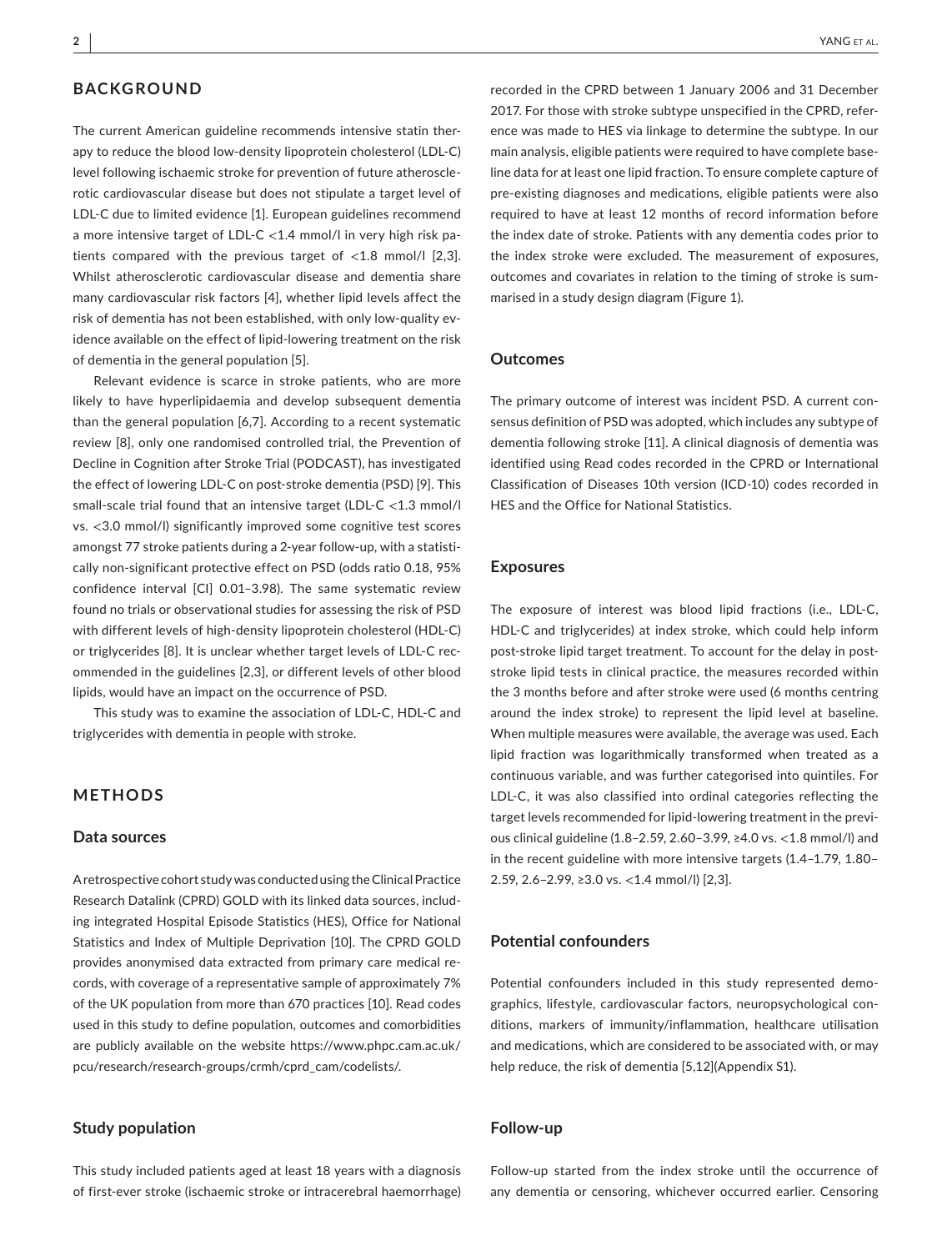## BACKGROUND

The current American guideline recommends intensive statin therapy to reduce the blood low-density lipoprotein cholesterol (LDL-C) level following ischaemic stroke for prevention of future atherosclerotic cardiovascular disease but does not stipulate a target level of LDL-C due to limited evidence [1]. European guidelines recommend a more intensive target of LDL-C <1.4 mmol/l in very high risk patients compared with the previous target of <1.8 mmol/l [2,3]. Whilst atherosclerotic cardiovascular disease and dementia share many cardiovascular risk factors [4], whether lipid levels affect the risk of dementia has not been established, with only low-quality evidence available on the effect of lipid-lowering treatment on the risk of dementia in the general population [5].

Relevant evidence is scarce in stroke patients, who are more likely to have hyperlipidaemia and develop subsequent dementia than the general population [6,7]. According to a recent systematic review [8], only one randomised controlled trial, the Prevention of Decline in Cognition after Stroke Trial (PODCAST), has investigated the effect of lowering LDL-C on post-stroke dementia (PSD) [9]. This small-scale trial found that an intensive target (LDL-C <1.3 mmol/l vs. <3.0 mmol/l) significantly improved some cognitive test scores amongst 77 stroke patients during a 2-year follow-up, with a statistically non-significant protective effect on PSD (odds ratio 0.18, 95% confidence interval [CI] 0.01–3.98). The same systematic review found no trials or observational studies for assessing the risk of PSD with different levels of high-density lipoprotein cholesterol (HDL-C) or triglycerides [8]. It is unclear whether target levels of LDL-C recommended in the guidelines [2,3], or different levels of other blood lipids, would have an impact on the occurrence of PSD.

This study was to examine the association of LDL-C, HDL-C and triglycerides with dementia in people with stroke.

## METHODS

### Data sources

A retrospective cohort study was conducted using the Clinical Practice Research Datalink (CPRD) GOLD with its linked data sources, including integrated Hospital Episode Statistics (HES), Office for National Statistics and Index of Multiple Deprivation [10]. The CPRD GOLD provides anonymised data extracted from primary care medical records, with coverage of a representative sample of approximately 7% of the UK population from more than 670 practices [10]. Read codes used in this study to define population, outcomes and comorbidities are publicly available on the website https://www.phpc.cam.ac.uk/pcu/research/research-groups/crmh/cprd_cam/codelists/.

### Study population

This study included patients aged at least 18 years with a diagnosis of first-ever stroke (ischaemic stroke or intracerebral haemorrhage) recorded in the CPRD between 1 January 2006 and 31 December 2017. For those with stroke subtype unspecified in the CPRD, reference was made to HES via linkage to determine the subtype. In our main analysis, eligible patients were required to have complete baseline data for at least one lipid fraction. To ensure complete capture of pre-existing diagnoses and medications, eligible patients were also required to have at least 12 months of record information before the index date of stroke. Patients with any dementia codes prior to the index stroke were excluded. The measurement of exposures, outcomes and covariates in relation to the timing of stroke is summarised in a study design diagram (Figure 1).

### Outcomes

The primary outcome of interest was incident PSD. A current consensus definition of PSD was adopted, which includes any subtype of dementia following stroke [11]. A clinical diagnosis of dementia was identified using Read codes recorded in the CPRD or International Classification of Diseases 10th version (ICD-10) codes recorded in HES and the Office for National Statistics.

### Exposures

The exposure of interest was blood lipid fractions (i.e., LDL-C, HDL-C and triglycerides) at index stroke, which could help inform post-stroke lipid target treatment. To account for the delay in post-stroke lipid tests in clinical practice, the measures recorded within the 3 months before and after stroke were used (6 months centring around the index stroke) to represent the lipid level at baseline. When multiple measures were available, the average was used. Each lipid fraction was logarithmically transformed when treated as a continuous variable, and was further categorised into quintiles. For LDL-C, it was also classified into ordinal categories reflecting the target levels recommended for lipid-lowering treatment in the previous clinical guideline (1.8–2.59, 2.60–3.99, ≥4.0 vs. <1.8 mmol/l) and in the recent guideline with more intensive targets (1.4–1.79, 1.80–2.59, 2.6–2.99, ≥3.0 vs. <1.4 mmol/l) [2,3].

### Potential confounders

Potential confounders included in this study represented demographics, lifestyle, cardiovascular factors, neuropsychological conditions, markers of immunity/inflammation, healthcare utilisation and medications, which are considered to be associated with, or may help reduce, the risk of dementia [5,12](Appendix S1).

### Follow-up

Follow-up started from the index stroke until the occurrence of any dementia or censoring, whichever occurred earlier. Censoring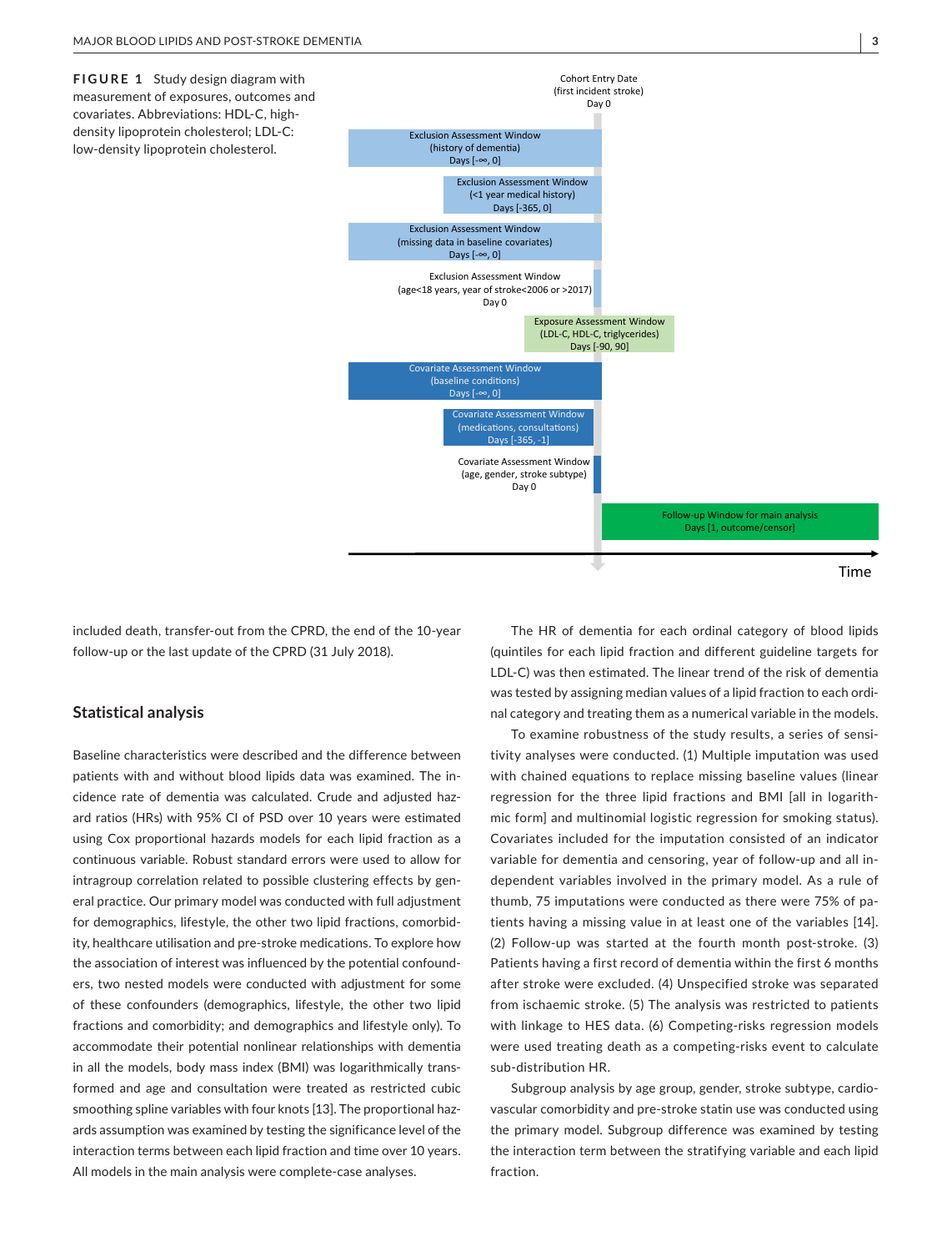**FIGURE 1** Study design diagram with measurement of exposures, outcomes and covariates. Abbreviations: HDL-C, high-density lipoprotein cholesterol; LDL-C: low-density lipoprotein cholesterol.

Cohort Entry Date (first incident stroke) Day 0

Exclusion Assessment Window (history of dementia) Days [-∞, 0]

Exclusion Assessment Window (<1 year medical history) Days [-365, 0]

Exclusion Assessment Window (missing data in baseline covariates) Days [-∞, 0]

Exclusion Assessment Window (age<18 years, year of stroke<2006 or >2017) Day 0

Exposure Assessment Window (LDL-C, HDL-C, triglycerides) Days [-90, 90]

Covariate Assessment Window (baseline conditions) Days [-∞, 0]

Covariate Assessment Window (medications, consultations) Days [-365, -1]

Covariate Assessment Window (age, gender, stroke subtype) Day 0

Follow-up Window for main analysis Days [1, outcome/censor]

Time

included death, transfer-out from the CPRD, the end of the 10-year follow-up or the last update of the CPRD (31 July 2018).

## Statistical analysis

Baseline characteristics were described and the difference between patients with and without blood lipids data was examined. The incidence rate of dementia was calculated. Crude and adjusted hazard ratios (HRs) with 95% CI of PSD over 10 years were estimated using Cox proportional hazards models for each lipid fraction as a continuous variable. Robust standard errors were used to allow for intragroup correlation related to possible clustering effects by general practice. Our primary model was conducted with full adjustment for demographics, lifestyle, the other two lipid fractions, comorbidity, healthcare utilisation and pre-stroke medications. To explore how the association of interest was influenced by the potential confounders, two nested models were conducted with adjustment for some of these confounders (demographics, lifestyle, the other two lipid fractions and comorbidity; and demographics and lifestyle only). To accommodate their potential nonlinear relationships with dementia in all the models, body mass index (BMI) was logarithmically transformed and age and consultation were treated as restricted cubic smoothing spline variables with four knots [13]. The proportional hazards assumption was examined by testing the significance level of the interaction terms between each lipid fraction and time over 10 years. All models in the main analysis were complete-case analyses.

The HR of dementia for each ordinal category of blood lipids (quintiles for each lipid fraction and different guideline targets for LDL-C) was then estimated. The linear trend of the risk of dementia was tested by assigning median values of a lipid fraction to each ordinal category and treating them as a numerical variable in the models.

To examine robustness of the study results, a series of sensitivity analyses were conducted. (1) Multiple imputation was used with chained equations to replace missing baseline values (linear regression for the three lipid fractions and BMI [all in logarithmic form] and multinomial logistic regression for smoking status). Covariates included for the imputation consisted of an indicator variable for dementia and censoring, year of follow-up and all independent variables involved in the primary model. As a rule of thumb, 75 imputations were conducted as there were 75% of patients having a missing value in at least one of the variables [14]. (2) Follow-up was started at the fourth month post-stroke. (3) Patients having a first record of dementia within the first 6 months after stroke were excluded. (4) Unspecified stroke was separated from ischaemic stroke. (5) The analysis was restricted to patients with linkage to HES data. (6) Competing-risks regression models were used treating death as a competing-risks event to calculate sub-distribution HR.

Subgroup analysis by age group, gender, stroke subtype, cardiovascular comorbidity and pre-stroke statin use was conducted using the primary model. Subgroup difference was examined by testing the interaction term between the stratifying variable and each lipid fraction.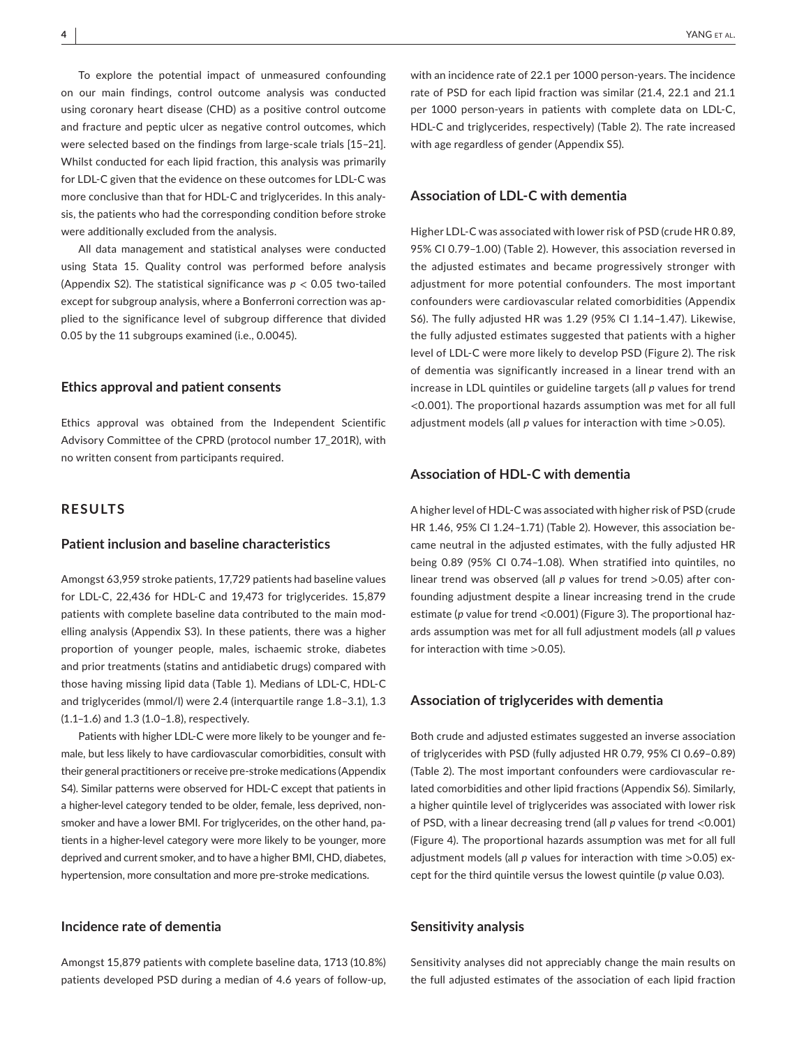To explore the potential impact of unmeasured confounding on our main findings, control outcome analysis was conducted using coronary heart disease (CHD) as a positive control outcome and fracture and peptic ulcer as negative control outcomes, which were selected based on the findings from large-scale trials [15–21]. Whilst conducted for each lipid fraction, this analysis was primarily for LDL-C given that the evidence on these outcomes for LDL-C was more conclusive than that for HDL-C and triglycerides. In this analysis, the patients who had the corresponding condition before stroke were additionally excluded from the analysis.

All data management and statistical analyses were conducted using Stata 15. Quality control was performed before analysis (Appendix S2). The statistical significance was $p < 0.05$ two-tailed except for subgroup analysis, where a Bonferroni correction was applied to the significance level of subgroup difference that divided 0.05 by the 11 subgroups examined (i.e., 0.0045).

### Ethics approval and patient consents

Ethics approval was obtained from the Independent Scientific Advisory Committee of the CPRD (protocol number 17_201R), with no written consent from participants required.

## RESULTS

### Patient inclusion and baseline characteristics

Amongst 63,959 stroke patients, 17,729 patients had baseline values for LDL-C, 22,436 for HDL-C and 19,473 for triglycerides. 15,879 patients with complete baseline data contributed to the main modelling analysis (Appendix S3). In these patients, there was a higher proportion of younger people, males, ischaemic stroke, diabetes and prior treatments (statins and antidiabetic drugs) compared with those having missing lipid data (Table 1). Medians of LDL-C, HDL-C and triglycerides (mmol/l) were 2.4 (interquartile range 1.8–3.1), 1.3 (1.1–1.6) and 1.3 (1.0–1.8), respectively.

Patients with higher LDL-C were more likely to be younger and female, but less likely to have cardiovascular comorbidities, consult with their general practitioners or receive pre-stroke medications (Appendix S4). Similar patterns were observed for HDL-C except that patients in a higher-level category tended to be older, female, less deprived, non-smoker and have a lower BMI. For triglycerides, on the other hand, patients in a higher-level category were more likely to be younger, more deprived and current smoker, and to have a higher BMI, CHD, diabetes, hypertension, more consultation and more pre-stroke medications.

### Incidence rate of dementia

Amongst 15,879 patients with complete baseline data, 1713 (10.8%) patients developed PSD during a median of 4.6 years of follow-up, with an incidence rate of 22.1 per 1000 person-years. The incidence rate of PSD for each lipid fraction was similar (21.4, 22.1 and 21.1 per 1000 person-years in patients with complete data on LDL-C, HDL-C and triglycerides, respectively) (Table 2). The rate increased with age regardless of gender (Appendix S5).

### Association of LDL-C with dementia

Higher LDL-C was associated with lower risk of PSD (crude HR 0.89, 95% CI 0.79–1.00) (Table 2). However, this association reversed in the adjusted estimates and became progressively stronger with adjustment for more potential confounders. The most important confounders were cardiovascular related comorbidities (Appendix S6). The fully adjusted HR was 1.29 (95% CI 1.14–1.47). Likewise, the fully adjusted estimates suggested that patients with a higher level of LDL-C were more likely to develop PSD (Figure 2). The risk of dementia was significantly increased in a linear trend with an increase in LDL quintiles or guideline targets (all *p* values for trend <0.001). The proportional hazards assumption was met for all full adjustment models (all *p* values for interaction with time >0.05).

### Association of HDL-C with dementia

A higher level of HDL-C was associated with higher risk of PSD (crude HR 1.46, 95% CI 1.24–1.71) (Table 2). However, this association became neutral in the adjusted estimates, with the fully adjusted HR being 0.89 (95% CI 0.74–1.08). When stratified into quintiles, no linear trend was observed (all *p* values for trend >0.05) after confounding adjustment despite a linear increasing trend in the crude estimate (*p* value for trend <0.001) (Figure 3). The proportional hazards assumption was met for all full adjustment models (all *p* values for interaction with time >0.05).

### Association of triglycerides with dementia

Both crude and adjusted estimates suggested an inverse association of triglycerides with PSD (fully adjusted HR 0.79, 95% CI 0.69–0.89) (Table 2). The most important confounders were cardiovascular related comorbidities and other lipid fractions (Appendix S6). Similarly, a higher quintile level of triglycerides was associated with lower risk of PSD, with a linear decreasing trend (all *p* values for trend <0.001) (Figure 4). The proportional hazards assumption was met for all full adjustment models (all *p* values for interaction with time >0.05) except for the third quintile versus the lowest quintile (*p* value 0.03).

### Sensitivity analysis

Sensitivity analyses did not appreciably change the main results on the full adjusted estimates of the association of each lipid fraction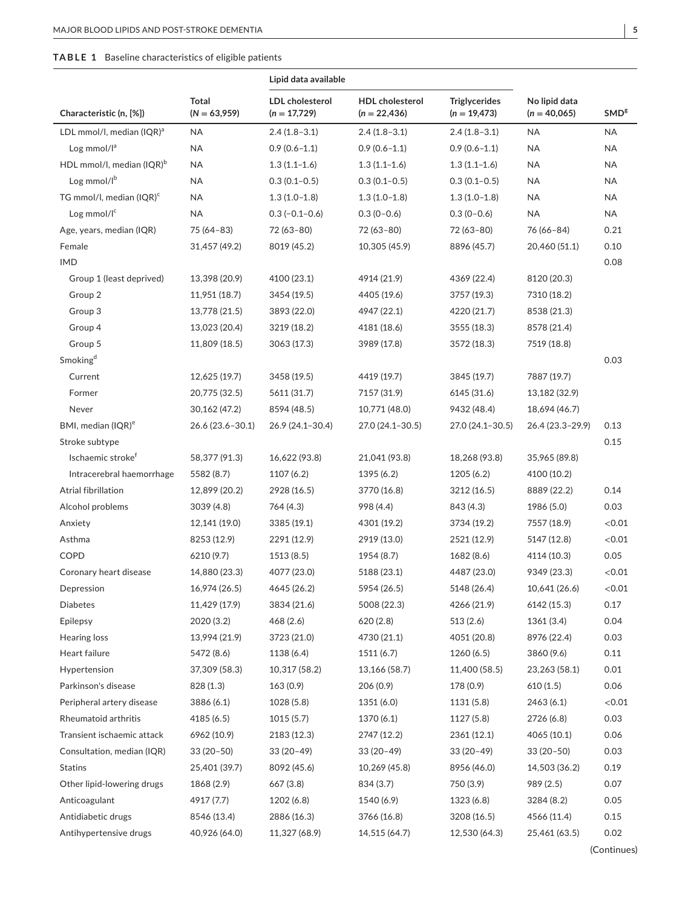**TABLE 1** Baseline characteristics of eligible patients

| Characteristic (n, [%]) | Total ($N = 63,959$) | Lipid data available: LDL cholesterol ($n = 17,729$) | HDL cholesterol ($n = 22,436$) | Triglycerides ($n = 19,473$) | No lipid data ($n = 40,065$) | SMD[g] |
|---|---|---|---|---|---|---|
| LDL mmol/l, median (IQR)[a] | NA | 2.4 (1.8–3.1) | 2.4 (1.8–3.1) | 2.4 (1.8–3.1) | NA | NA |
| Log mmol/l[a] | NA | 0.9 (0.6–1.1) | 0.9 (0.6–1.1) | 0.9 (0.6–1.1) | NA | NA |
| HDL mmol/l, median (IQR)[b] | NA | 1.3 (1.1–1.6) | 1.3 (1.1–1.6) | 1.3 (1.1–1.6) | NA | NA |
| Log mmol/l[b] | NA | 0.3 (0.1–0.5) | 0.3 (0.1–0.5) | 0.3 (0.1–0.5) | NA | NA |
| TG mmol/l, median (IQR)[c] | NA | 1.3 (1.0–1.8) | 1.3 (1.0–1.8) | 1.3 (1.0–1.8) | NA | NA |
| Log mmol/l[c] | NA | 0.3 (−0.1–0.6) | 0.3 (0–0.6) | 0.3 (0–0.6) | NA | NA |
| Age, years, median (IQR) | 75 (64–83) | 72 (63–80) | 72 (63–80) | 72 (63–80) | 76 (66–84) | 0.21 |
| Female | 31,457 (49.2) | 8019 (45.2) | 10,305 (45.9) | 8896 (45.7) | 20,460 (51.1) | 0.10 |
| IMD | | | | | | 0.08 |
| Group 1 (least deprived) | 13,398 (20.9) | 4100 (23.1) | 4914 (21.9) | 4369 (22.4) | 8120 (20.3) | |
| Group 2 | 11,951 (18.7) | 3454 (19.5) | 4405 (19.6) | 3757 (19.3) | 7310 (18.2) | |
| Group 3 | 13,778 (21.5) | 3893 (22.0) | 4947 (22.1) | 4220 (21.7) | 8538 (21.3) | |
| Group 4 | 13,023 (20.4) | 3219 (18.2) | 4181 (18.6) | 3555 (18.3) | 8578 (21.4) | |
| Group 5 | 11,809 (18.5) | 3063 (17.3) | 3989 (17.8) | 3572 (18.3) | 7519 (18.8) | |
| Smoking[d] | | | | | | 0.03 |
| Current | 12,625 (19.7) | 3458 (19.5) | 4419 (19.7) | 3845 (19.7) | 7887 (19.7) | |
| Former | 20,775 (32.5) | 5611 (31.7) | 7157 (31.9) | 6145 (31.6) | 13,182 (32.9) | |
| Never | 30,162 (47.2) | 8594 (48.5) | 10,771 (48.0) | 9432 (48.4) | 18,694 (46.7) | |
| BMI, median (IQR)[e] | 26.6 (23.6–30.1) | 26.9 (24.1–30.4) | 27.0 (24.1–30.5) | 27.0 (24.1–30.5) | 26.4 (23.3–29.9) | 0.13 |
| Stroke subtype | | | | | | 0.15 |
| Ischaemic stroke[f] | 58,377 (91.3) | 16,622 (93.8) | 21,041 (93.8) | 18,268 (93.8) | 35,965 (89.8) | |
| Intracerebral haemorrhage | 5582 (8.7) | 1107 (6.2) | 1395 (6.2) | 1205 (6.2) | 4100 (10.2) | |
| Atrial fibrillation | 12,899 (20.2) | 2928 (16.5) | 3770 (16.8) | 3212 (16.5) | 8889 (22.2) | 0.14 |
| Alcohol problems | 3039 (4.8) | 764 (4.3) | 998 (4.4) | 843 (4.3) | 1986 (5.0) | 0.03 |
| Anxiety | 12,141 (19.0) | 3385 (19.1) | 4301 (19.2) | 3734 (19.2) | 7557 (18.9) | <0.01 |
| Asthma | 8253 (12.9) | 2291 (12.9) | 2919 (13.0) | 2521 (12.9) | 5147 (12.8) | <0.01 |
| COPD | 6210 (9.7) | 1513 (8.5) | 1954 (8.7) | 1682 (8.6) | 4114 (10.3) | 0.05 |
| Coronary heart disease | 14,880 (23.3) | 4077 (23.0) | 5188 (23.1) | 4487 (23.0) | 9349 (23.3) | <0.01 |
| Depression | 16,974 (26.5) | 4645 (26.2) | 5954 (26.5) | 5148 (26.4) | 10,641 (26.6) | <0.01 |
| Diabetes | 11,429 (17.9) | 3834 (21.6) | 5008 (22.3) | 4266 (21.9) | 6142 (15.3) | 0.17 |
| Epilepsy | 2020 (3.2) | 468 (2.6) | 620 (2.8) | 513 (2.6) | 1361 (3.4) | 0.04 |
| Hearing loss | 13,994 (21.9) | 3723 (21.0) | 4730 (21.1) | 4051 (20.8) | 8976 (22.4) | 0.03 |
| Heart failure | 5472 (8.6) | 1138 (6.4) | 1511 (6.7) | 1260 (6.5) | 3860 (9.6) | 0.11 |
| Hypertension | 37,309 (58.3) | 10,317 (58.2) | 13,166 (58.7) | 11,400 (58.5) | 23,263 (58.1) | 0.01 |
| Parkinson's disease | 828 (1.3) | 163 (0.9) | 206 (0.9) | 178 (0.9) | 610 (1.5) | 0.06 |
| Peripheral artery disease | 3886 (6.1) | 1028 (5.8) | 1351 (6.0) | 1131 (5.8) | 2463 (6.1) | <0.01 |
| Rheumatoid arthritis | 4185 (6.5) | 1015 (5.7) | 1370 (6.1) | 1127 (5.8) | 2726 (6.8) | 0.03 |
| Transient ischaemic attack | 6962 (10.9) | 2183 (12.3) | 2747 (12.2) | 2361 (12.1) | 4065 (10.1) | 0.06 |
| Consultation, median (IQR) | 33 (20–50) | 33 (20–49) | 33 (20–49) | 33 (20–49) | 33 (20–50) | 0.03 |
| Statins | 25,401 (39.7) | 8092 (45.6) | 10,269 (45.8) | 8956 (46.0) | 14,503 (36.2) | 0.19 |
| Other lipid-lowering drugs | 1868 (2.9) | 667 (3.8) | 834 (3.7) | 750 (3.9) | 989 (2.5) | 0.07 |
| Anticoagulant | 4917 (7.7) | 1202 (6.8) | 1540 (6.9) | 1323 (6.8) | 3284 (8.2) | 0.05 |
| Antidiabetic drugs | 8546 (13.4) | 2886 (16.3) | 3766 (16.8) | 3208 (16.5) | 4566 (11.4) | 0.15 |
| Antihypertensive drugs | 40,926 (64.0) | 11,327 (68.9) | 14,515 (64.7) | 12,530 (64.3) | 25,461 (63.5) | 0.02 |

(Continues)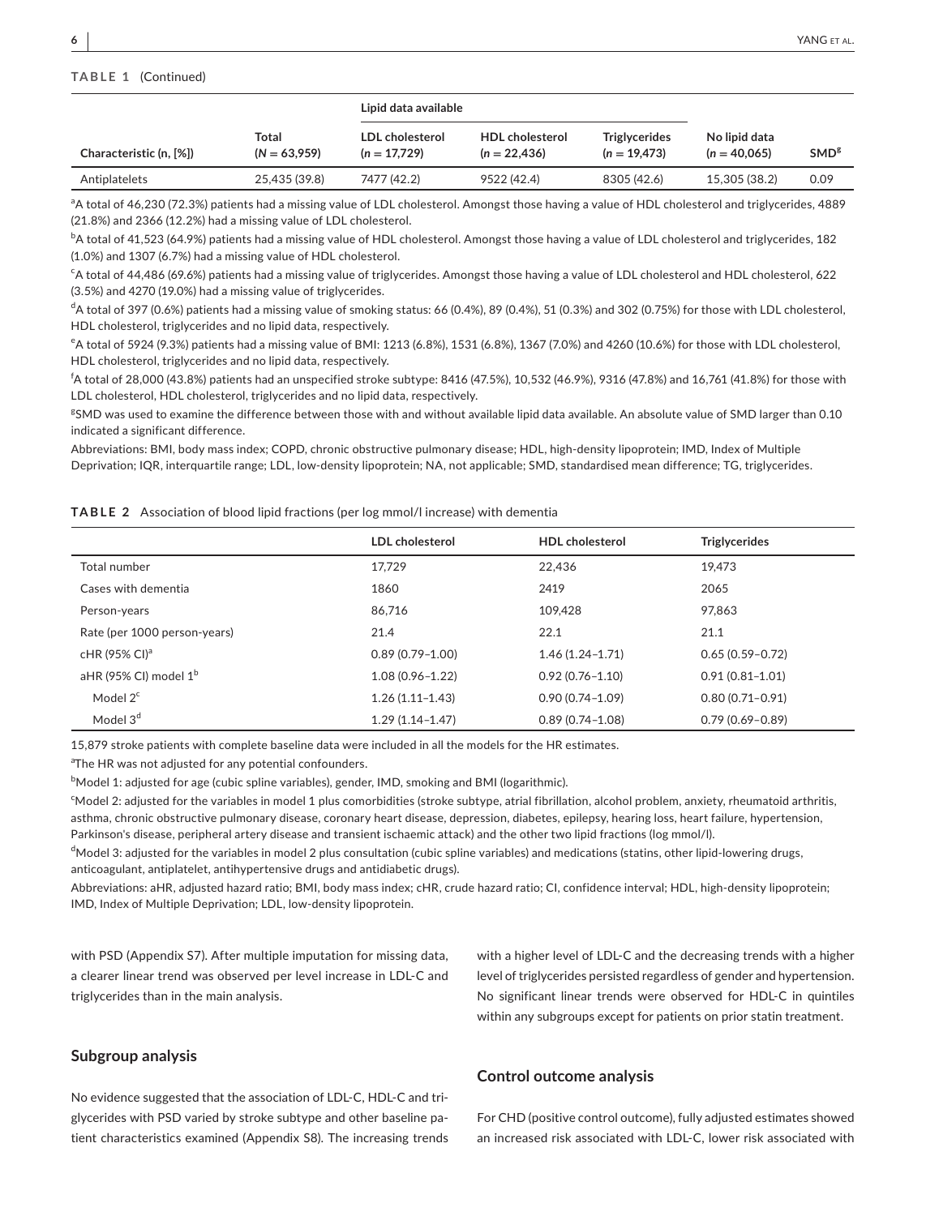**TABLE 1** (Continued)

| Characteristic (n, [%]) | Total ($N = 63{,}959$) | Lipid data available: LDL cholesterol ($n = 17{,}729$) | HDL cholesterol ($n = 22{,}436$) | Triglycerides ($n = 19{,}473$) | No lipid data ($n = 40{,}065$) | SMD[g] |
|---|---|---|---|---|---|---|
| Antiplatelets | 25,435 (39.8) | 7477 (42.2) | 9522 (42.4) | 8305 (42.6) | 15,305 (38.2) | 0.09 |

[a]A total of 46,230 (72.3%) patients had a missing value of LDL cholesterol. Amongst those having a value of HDL cholesterol and triglycerides, 4889 (21.8%) and 2366 (12.2%) had a missing value of LDL cholesterol.

[b]A total of 41,523 (64.9%) patients had a missing value of HDL cholesterol. Amongst those having a value of LDL cholesterol and triglycerides, 182 (1.0%) and 1307 (6.7%) had a missing value of HDL cholesterol.

[c]A total of 44,486 (69.6%) patients had a missing value of triglycerides. Amongst those having a value of LDL cholesterol and HDL cholesterol, 622 (3.5%) and 4270 (19.0%) had a missing value of triglycerides.

[d]A total of 397 (0.6%) patients had a missing value of smoking status: 66 (0.4%), 89 (0.4%), 51 (0.3%) and 302 (0.75%) for those with LDL cholesterol, HDL cholesterol, triglycerides and no lipid data, respectively.

[e]A total of 5924 (9.3%) patients had a missing value of BMI: 1213 (6.8%), 1531 (6.8%), 1367 (7.0%) and 4260 (10.6%) for those with LDL cholesterol, HDL cholesterol, triglycerides and no lipid data, respectively.

[f]A total of 28,000 (43.8%) patients had an unspecified stroke subtype: 8416 (47.5%), 10,532 (46.9%), 9316 (47.8%) and 16,761 (41.8%) for those with LDL cholesterol, HDL cholesterol, triglycerides and no lipid data, respectively.

[g]SMD was used to examine the difference between those with and without available lipid data available. An absolute value of SMD larger than 0.10 indicated a significant difference.

Abbreviations: BMI, body mass index; COPD, chronic obstructive pulmonary disease; HDL, high-density lipoprotein; IMD, Index of Multiple Deprivation; IQR, interquartile range; LDL, low-density lipoprotein; NA, not applicable; SMD, standardised mean difference; TG, triglycerides.

**TABLE 2** Association of blood lipid fractions (per log mmol/l increase) with dementia

| | LDL cholesterol | HDL cholesterol | Triglycerides |
|---|---|---|---|
| Total number | 17,729 | 22,436 | 19,473 |
| Cases with dementia | 1860 | 2419 | 2065 |
| Person-years | 86,716 | 109,428 | 97,863 |
| Rate (per 1000 person-years) | 21.4 | 22.1 | 21.1 |
| cHR (95% CI)[a] | 0.89 (0.79–1.00) | 1.46 (1.24–1.71) | 0.65 (0.59–0.72) |
| aHR (95% CI) model 1[b] | 1.08 (0.96–1.22) | 0.92 (0.76–1.10) | 0.91 (0.81–1.01) |
| Model 2[c] | 1.26 (1.11–1.43) | 0.90 (0.74–1.09) | 0.80 (0.71–0.91) |
| Model 3[d] | 1.29 (1.14–1.47) | 0.89 (0.74–1.08) | 0.79 (0.69–0.89) |

15,879 stroke patients with complete baseline data were included in all the models for the HR estimates.

[a]The HR was not adjusted for any potential confounders.

[b]Model 1: adjusted for age (cubic spline variables), gender, IMD, smoking and BMI (logarithmic).

[c]Model 2: adjusted for the variables in model 1 plus comorbidities (stroke subtype, atrial fibrillation, alcohol problem, anxiety, rheumatoid arthritis, asthma, chronic obstructive pulmonary disease, coronary heart disease, depression, diabetes, epilepsy, hearing loss, heart failure, hypertension, Parkinson's disease, peripheral artery disease and transient ischaemic attack) and the other two lipid fractions (log mmol/l).

[d]Model 3: adjusted for the variables in model 2 plus consultation (cubic spline variables) and medications (statins, other lipid-lowering drugs, anticoagulant, antiplatelet, antihypertensive drugs and antidiabetic drugs).

Abbreviations: aHR, adjusted hazard ratio; BMI, body mass index; cHR, crude hazard ratio; CI, confidence interval; HDL, high-density lipoprotein; IMD, Index of Multiple Deprivation; LDL, low-density lipoprotein.

with PSD (Appendix S7). After multiple imputation for missing data, a clearer linear trend was observed per level increase in LDL-C and triglycerides than in the main analysis.

## Subgroup analysis

No evidence suggested that the association of LDL-C, HDL-C and triglycerides with PSD varied by stroke subtype and other baseline patient characteristics examined (Appendix S8). The increasing trends with a higher level of LDL-C and the decreasing trends with a higher level of triglycerides persisted regardless of gender and hypertension. No significant linear trends were observed for HDL-C in quintiles within any subgroups except for patients on prior statin treatment.

## Control outcome analysis

For CHD (positive control outcome), fully adjusted estimates showed an increased risk associated with LDL-C, lower risk associated with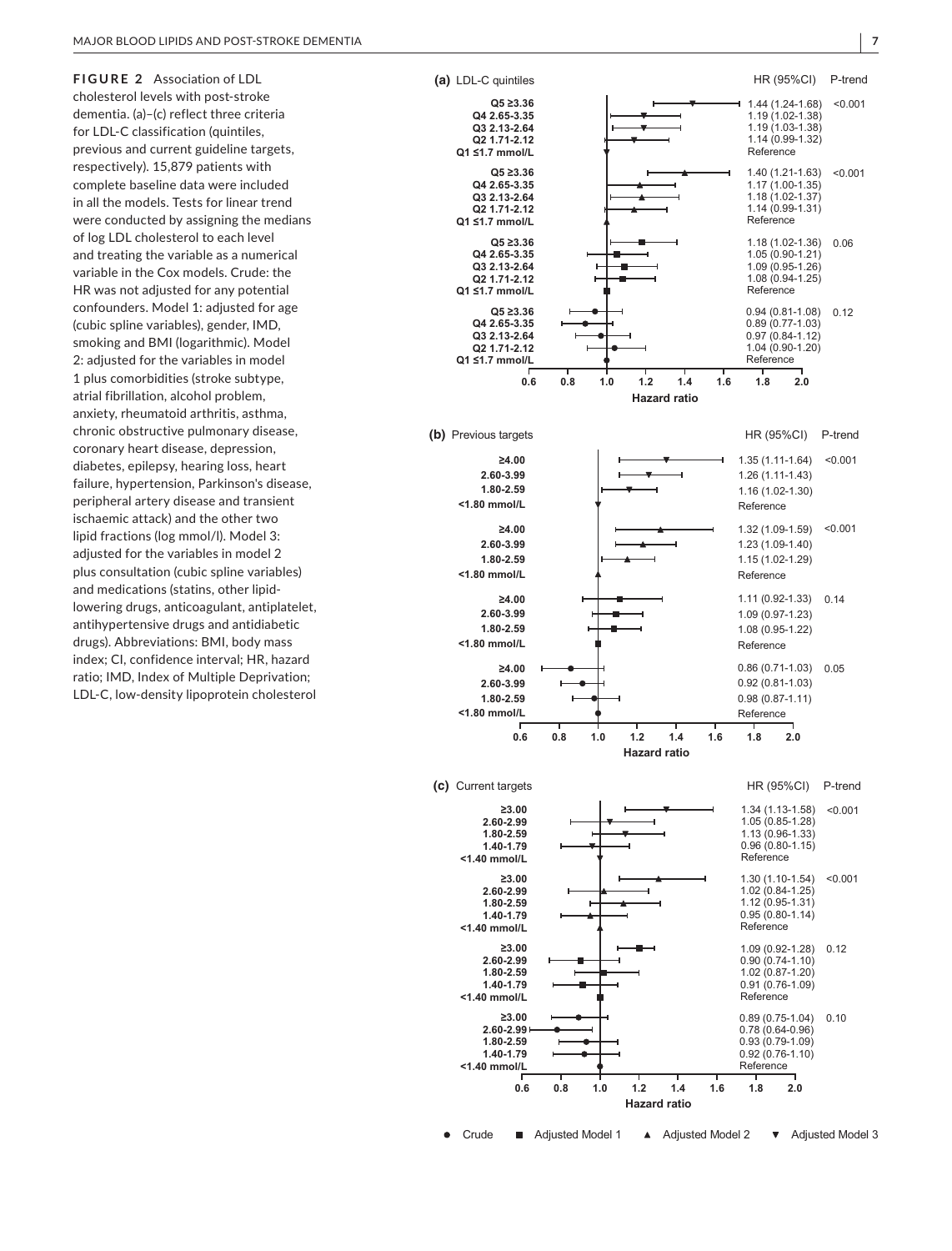**FIGURE 2** Association of LDL cholesterol levels with post-stroke dementia. (a)–(c) reflect three criteria for LDL-C classification (quintiles, previous and current guideline targets, respectively). 15,879 patients with complete baseline data were included in all the models. Tests for linear trend were conducted by assigning the medians of log LDL cholesterol to each level and treating the variable as a numerical variable in the Cox models. Crude: the HR was not adjusted for any potential confounders. Model 1: adjusted for age (cubic spline variables), gender, IMD, smoking and BMI (logarithmic). Model 2: adjusted for the variables in model 1 plus comorbidities (stroke subtype, atrial fibrillation, alcohol problem, anxiety, rheumatoid arthritis, asthma, chronic obstructive pulmonary disease, coronary heart disease, depression, diabetes, epilepsy, hearing loss, heart failure, hypertension, Parkinson's disease, peripheral artery disease and transient ischaemic attack) and the other two lipid fractions (log mmol/l). Model 3: adjusted for the variables in model 2 plus consultation (cubic spline variables) and medications (statins, other lipid-lowering drugs, anticoagulant, antiplatelet, antihypertensive drugs and antidiabetic drugs). Abbreviations: BMI, body mass index; CI, confidence interval; HR, hazard ratio; IMD, Index of Multiple Deprivation; LDL-C, low-density lipoprotein cholesterol

**(a) LDL-C quintiles**

| Model | Level | HR (95%CI) | P-trend |
|---|---|---|---|
| Adjusted Model 3 | Q5 ≥3.36 | 1.44 (1.24-1.68) | <0.001 |
| | Q4 2.65-3.35 | 1.19 (1.02-1.38) | |
| | Q3 2.13-2.64 | 1.19 (1.03-1.38) | |
| | Q2 1.71-2.12 | 1.14 (0.99-1.32) | |
| | Q1 ≤1.7 mmol/L | Reference | |
| Adjusted Model 2 | Q5 ≥3.36 | 1.40 (1.21-1.63) | <0.001 |
| | Q4 2.65-3.35 | 1.17 (1.00-1.35) | |
| | Q3 2.13-2.64 | 1.18 (1.02-1.37) | |
| | Q2 1.71-2.12 | 1.14 (0.99-1.31) | |
| | Q1 ≤1.7 mmol/L | Reference | |
| Adjusted Model 1 | Q5 ≥3.36 | 1.18 (1.02-1.36) | 0.06 |
| | Q4 2.65-3.35 | 1.05 (0.90-1.21) | |
| | Q3 2.13-2.64 | 1.09 (0.95-1.26) | |
| | Q2 1.71-2.12 | 1.08 (0.94-1.25) | |
| | Q1 ≤1.7 mmol/L | Reference | |
| Crude | Q5 ≥3.36 | 0.94 (0.81-1.08) | 0.12 |
| | Q4 2.65-3.35 | 0.89 (0.77-1.03) | |
| | Q3 2.13-2.64 | 0.97 (0.84-1.12) | |
| | Q2 1.71-2.12 | 1.04 (0.90-1.20) | |
| | Q1 ≤1.7 mmol/L | Reference | |

**(b) Previous targets**

| Model | Level | HR (95%CI) | P-trend |
|---|---|---|---|
| Adjusted Model 3 | ≥4.00 | 1.35 (1.11-1.64) | <0.001 |
| | 2.60-3.99 | 1.26 (1.11-1.43) | |
| | 1.80-2.59 | 1.16 (1.02-1.30) | |
| | <1.80 mmol/L | Reference | |
| Adjusted Model 2 | ≥4.00 | 1.32 (1.09-1.59) | <0.001 |
| | 2.60-3.99 | 1.23 (1.09-1.40) | |
| | 1.80-2.59 | 1.15 (1.02-1.29) | |
| | <1.80 mmol/L | Reference | |
| Adjusted Model 1 | ≥4.00 | 1.11 (0.92-1.33) | 0.14 |
| | 2.60-3.99 | 1.09 (0.97-1.23) | |
| | 1.80-2.59 | 1.08 (0.95-1.22) | |
| | <1.80 mmol/L | Reference | |
| Crude | ≥4.00 | 0.86 (0.71-1.03) | 0.05 |
| | 2.60-3.99 | 0.92 (0.81-1.03) | |
| | 1.80-2.59 | 0.98 (0.87-1.11) | |
| | <1.80 mmol/L | Reference | |

**(c) Current targets**

| Model | Level | HR (95%CI) | P-trend |
|---|---|---|---|
| Adjusted Model 3 | ≥3.00 | 1.34 (1.13-1.58) | <0.001 |
| | 2.60-2.99 | 1.05 (0.85-1.28) | |
| | 1.80-2.59 | 1.13 (0.96-1.33) | |
| | 1.40-1.79 | 0.96 (0.80-1.15) | |
| | <1.40 mmol/L | Reference | |
| Adjusted Model 2 | ≥3.00 | 1.30 (1.10-1.54) | <0.001 |
| | 2.60-2.99 | 1.02 (0.84-1.25) | |
| | 1.80-2.59 | 1.12 (0.95-1.31) | |
| | 1.40-1.79 | 0.95 (0.80-1.14) | |
| | <1.40 mmol/L | Reference | |
| Adjusted Model 1 | ≥3.00 | 1.09 (0.92-1.28) | 0.12 |
| | 2.60-2.99 | 0.90 (0.74-1.10) | |
| | 1.80-2.59 | 1.02 (0.87-1.20) | |
| | 1.40-1.79 | 0.91 (0.76-1.09) | |
| | <1.40 mmol/L | Reference | |
| Crude | ≥3.00 | 0.89 (0.75-1.04) | 0.10 |
| | 2.60-2.99 | 0.78 (0.64-0.96) | |
| | 1.80-2.59 | 0.93 (0.79-1.09) | |
| | 1.40-1.79 | 0.92 (0.76-1.10) | |
| | <1.40 mmol/L | Reference | |

Hazard ratio

● Crude ■ Adjusted Model 1 ▲ Adjusted Model 2 ▼ Adjusted Model 3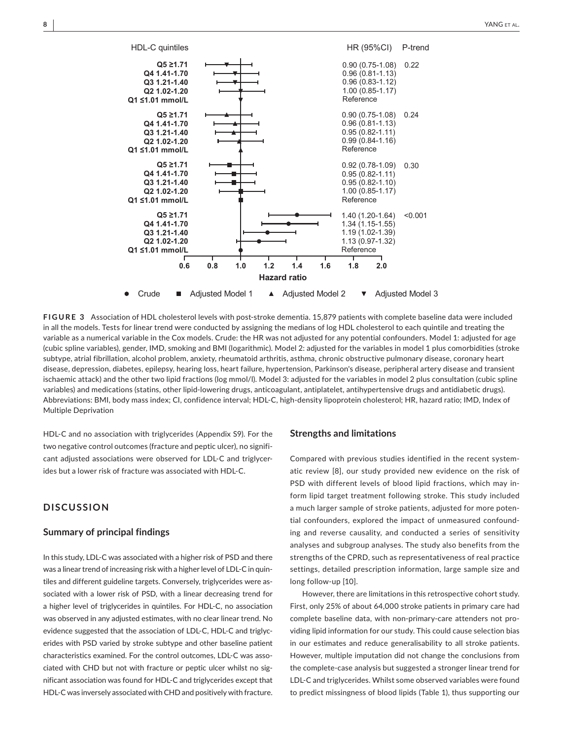| HDL-C quintiles | HR (95%CI) | P-trend |
|---|---|---|
| Q5 ≥1.71 | 0.90 (0.75-1.08) | 0.22 |
| Q4 1.41-1.70 | 0.96 (0.81-1.13) | |
| Q3 1.21-1.40 | 0.96 (0.83-1.12) | |
| Q2 1.02-1.20 | 1.00 (0.85-1.17) | |
| Q1 ≤1.01 mmol/L | Reference | |
| Q5 ≥1.71 | 0.90 (0.75-1.08) | 0.24 |
| Q4 1.41-1.70 | 0.96 (0.81-1.13) | |
| Q3 1.21-1.40 | 0.95 (0.82-1.11) | |
| Q2 1.02-1.20 | 0.99 (0.84-1.16) | |
| Q1 ≤1.01 mmol/L | Reference | |
| Q5 ≥1.71 | 0.92 (0.78-1.09) | 0.30 |
| Q4 1.41-1.70 | 0.95 (0.82-1.11) | |
| Q3 1.21-1.40 | 0.95 (0.82-1.10) | |
| Q2 1.02-1.20 | 1.00 (0.85-1.17) | |
| Q1 ≤1.01 mmol/L | Reference | |
| Q5 ≥1.71 | 1.40 (1.20-1.64) | <0.001 |
| Q4 1.41-1.70 | 1.34 (1.15-1.55) | |
| Q3 1.21-1.40 | 1.19 (1.02-1.39) | |
| Q2 1.02-1.20 | 1.13 (0.97-1.32) | |
| Q1 ≤1.01 mmol/L | Reference | |

Hazard ratio

● Crude ■ Adjusted Model 1 ▲ Adjusted Model 2 ▼ Adjusted Model 3

**FIGURE 3** Association of HDL cholesterol levels with post-stroke dementia. 15,879 patients with complete baseline data were included in all the models. Tests for linear trend were conducted by assigning the medians of log HDL cholesterol to each quintile and treating the variable as a numerical variable in the Cox models. Crude: the HR was not adjusted for any potential confounders. Model 1: adjusted for age (cubic spline variables), gender, IMD, smoking and BMI (logarithmic). Model 2: adjusted for the variables in model 1 plus comorbidities (stroke subtype, atrial fibrillation, alcohol problem, anxiety, rheumatoid arthritis, asthma, chronic obstructive pulmonary disease, coronary heart disease, depression, diabetes, epilepsy, hearing loss, heart failure, hypertension, Parkinson's disease, peripheral artery disease and transient ischaemic attack) and the other two lipid fractions (log mmol/l). Model 3: adjusted for the variables in model 2 plus consultation (cubic spline variables) and medications (statins, other lipid-lowering drugs, anticoagulant, antiplatelet, antihypertensive drugs and antidiabetic drugs). Abbreviations: BMI, body mass index; CI, confidence interval; HDL-C, high-density lipoprotein cholesterol; HR, hazard ratio; IMD, Index of Multiple Deprivation

HDL-C and no association with triglycerides (Appendix S9). For the two negative control outcomes (fracture and peptic ulcer), no significant adjusted associations were observed for LDL-C and triglycerides but a lower risk of fracture was associated with HDL-C.

## DISCUSSION

### Summary of principal findings

In this study, LDL-C was associated with a higher risk of PSD and there was a linear trend of increasing risk with a higher level of LDL-C in quintiles and different guideline targets. Conversely, triglycerides were associated with a lower risk of PSD, with a linear decreasing trend for a higher level of triglycerides in quintiles. For HDL-C, no association was observed in any adjusted estimates, with no clear linear trend. No evidence suggested that the association of LDL-C, HDL-C and triglycerides with PSD varied by stroke subtype and other baseline patient characteristics examined. For the control outcomes, LDL-C was associated with CHD but not with fracture or peptic ulcer whilst no significant association was found for HDL-C and triglycerides except that HDL-C was inversely associated with CHD and positively with fracture.

### Strengths and limitations

Compared with previous studies identified in the recent systematic review [8], our study provided new evidence on the risk of PSD with different levels of blood lipid fractions, which may inform lipid target treatment following stroke. This study included a much larger sample of stroke patients, adjusted for more potential confounders, explored the impact of unmeasured confounding and reverse causality, and conducted a series of sensitivity analyses and subgroup analyses. The study also benefits from the strengths of the CPRD, such as representativeness of real practice settings, detailed prescription information, large sample size and long follow-up [10].

However, there are limitations in this retrospective cohort study. First, only 25% of about 64,000 stroke patients in primary care had complete baseline data, with non-primary-care attenders not providing lipid information for our study. This could cause selection bias in our estimates and reduce generalisability to all stroke patients. However, multiple imputation did not change the conclusions from the complete-case analysis but suggested a stronger linear trend for LDL-C and triglycerides. Whilst some observed variables were found to predict missingness of blood lipids (Table 1), thus supporting our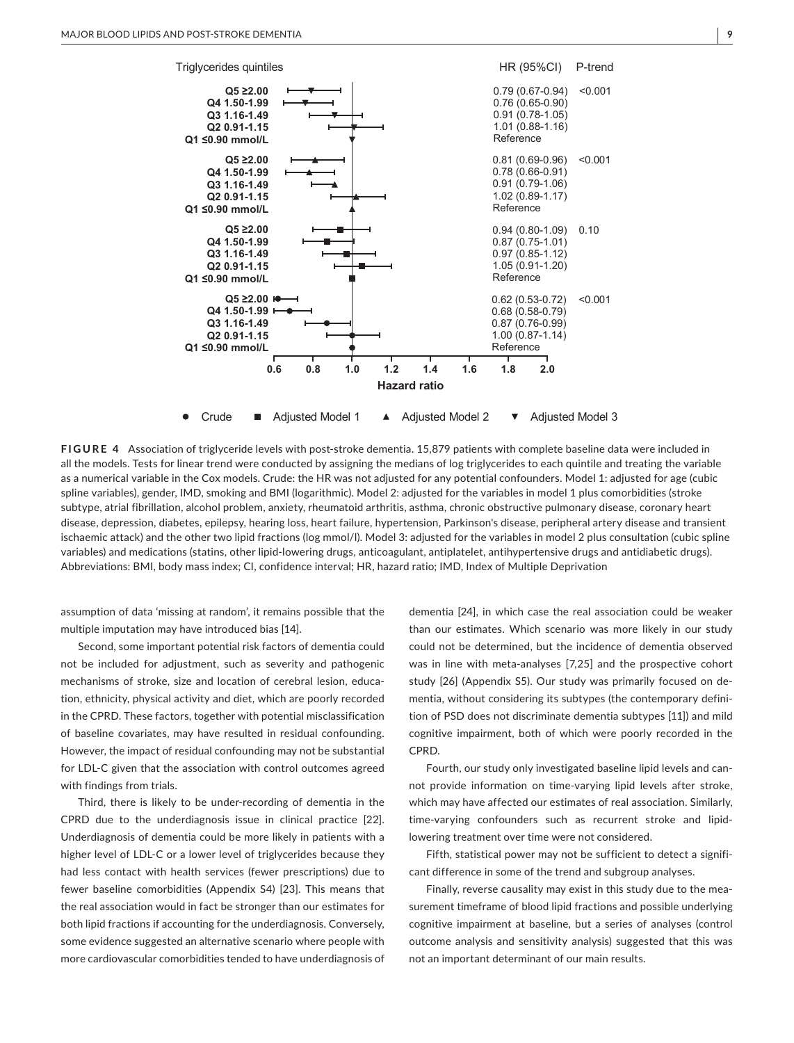| Triglycerides quintiles | HR (95%CI) | P-trend |
|---|---|---|
| **Adjusted Model 3** | | |
| Q5 ≥2.00 | 0.79 (0.67-0.94) | <0.001 |
| Q4 1.50-1.99 | 0.76 (0.65-0.90) | |
| Q3 1.16-1.49 | 0.91 (0.78-1.05) | |
| Q2 0.91-1.15 | 1.01 (0.88-1.16) | |
| Q1 ≤0.90 mmol/L | Reference | |
| **Adjusted Model 2** | | |
| Q5 ≥2.00 | 0.81 (0.69-0.96) | <0.001 |
| Q4 1.50-1.99 | 0.78 (0.66-0.91) | |
| Q3 1.16-1.49 | 0.91 (0.79-1.06) | |
| Q2 0.91-1.15 | 1.02 (0.89-1.17) | |
| Q1 ≤0.90 mmol/L | Reference | |
| **Adjusted Model 1** | | |
| Q5 ≥2.00 | 0.94 (0.80-1.09) | 0.10 |
| Q4 1.50-1.99 | 0.87 (0.75-1.01) | |
| Q3 1.16-1.49 | 0.97 (0.85-1.12) | |
| Q2 0.91-1.15 | 1.05 (0.91-1.20) | |
| Q1 ≤0.90 mmol/L | Reference | |
| **Crude** | | |
| Q5 ≥2.00 | 0.62 (0.53-0.72) | <0.001 |
| Q4 1.50-1.99 | 0.68 (0.58-0.79) | |
| Q3 1.16-1.49 | 0.87 (0.76-0.99) | |
| Q2 0.91-1.15 | 1.00 (0.87-1.14) | |
| Q1 ≤0.90 mmol/L | Reference | |

**FIGURE 4** Association of triglyceride levels with post-stroke dementia. 15,879 patients with complete baseline data were included in all the models. Tests for linear trend were conducted by assigning the medians of log triglycerides to each quintile and treating the variable as a numerical variable in the Cox models. Crude: the HR was not adjusted for any potential confounders. Model 1: adjusted for age (cubic spline variables), gender, IMD, smoking and BMI (logarithmic). Model 2: adjusted for the variables in model 1 plus comorbidities (stroke subtype, atrial fibrillation, alcohol problem, anxiety, rheumatoid arthritis, asthma, chronic obstructive pulmonary disease, coronary heart disease, depression, diabetes, epilepsy, hearing loss, heart failure, hypertension, Parkinson's disease, peripheral artery disease and transient ischaemic attack) and the other two lipid fractions (log mmol/l). Model 3: adjusted for the variables in model 2 plus consultation (cubic spline variables) and medications (statins, other lipid-lowering drugs, anticoagulant, antiplatelet, antihypertensive drugs and antidiabetic drugs). Abbreviations: BMI, body mass index; CI, confidence interval; HR, hazard ratio; IMD, Index of Multiple Deprivation

assumption of data 'missing at random', it remains possible that the multiple imputation may have introduced bias [14].

Second, some important potential risk factors of dementia could not be included for adjustment, such as severity and pathogenic mechanisms of stroke, size and location of cerebral lesion, education, ethnicity, physical activity and diet, which are poorly recorded in the CPRD. These factors, together with potential misclassification of baseline covariates, may have resulted in residual confounding. However, the impact of residual confounding may not be substantial for LDL-C given that the association with control outcomes agreed with findings from trials.

Third, there is likely to be under-recording of dementia in the CPRD due to the underdiagnosis issue in clinical practice [22]. Underdiagnosis of dementia could be more likely in patients with a higher level of LDL-C or a lower level of triglycerides because they had less contact with health services (fewer prescriptions) due to fewer baseline comorbidities (Appendix S4) [23]. This means that the real association would in fact be stronger than our estimates for both lipid fractions if accounting for the underdiagnosis. Conversely, some evidence suggested an alternative scenario where people with more cardiovascular comorbidities tended to have underdiagnosis of dementia [24], in which case the real association could be weaker than our estimates. Which scenario was more likely in our study could not be determined, but the incidence of dementia observed was in line with meta-analyses [7,25] and the prospective cohort study [26] (Appendix S5). Our study was primarily focused on dementia, without considering its subtypes (the contemporary definition of PSD does not discriminate dementia subtypes [11]) and mild cognitive impairment, both of which were poorly recorded in the CPRD.

Fourth, our study only investigated baseline lipid levels and cannot provide information on time-varying lipid levels after stroke, which may have affected our estimates of real association. Similarly, time-varying confounders such as recurrent stroke and lipid-lowering treatment over time were not considered.

Fifth, statistical power may not be sufficient to detect a significant difference in some of the trend and subgroup analyses.

Finally, reverse causality may exist in this study due to the measurement timeframe of blood lipid fractions and possible underlying cognitive impairment at baseline, but a series of analyses (control outcome analysis and sensitivity analysis) suggested that this was not an important determinant of our main results.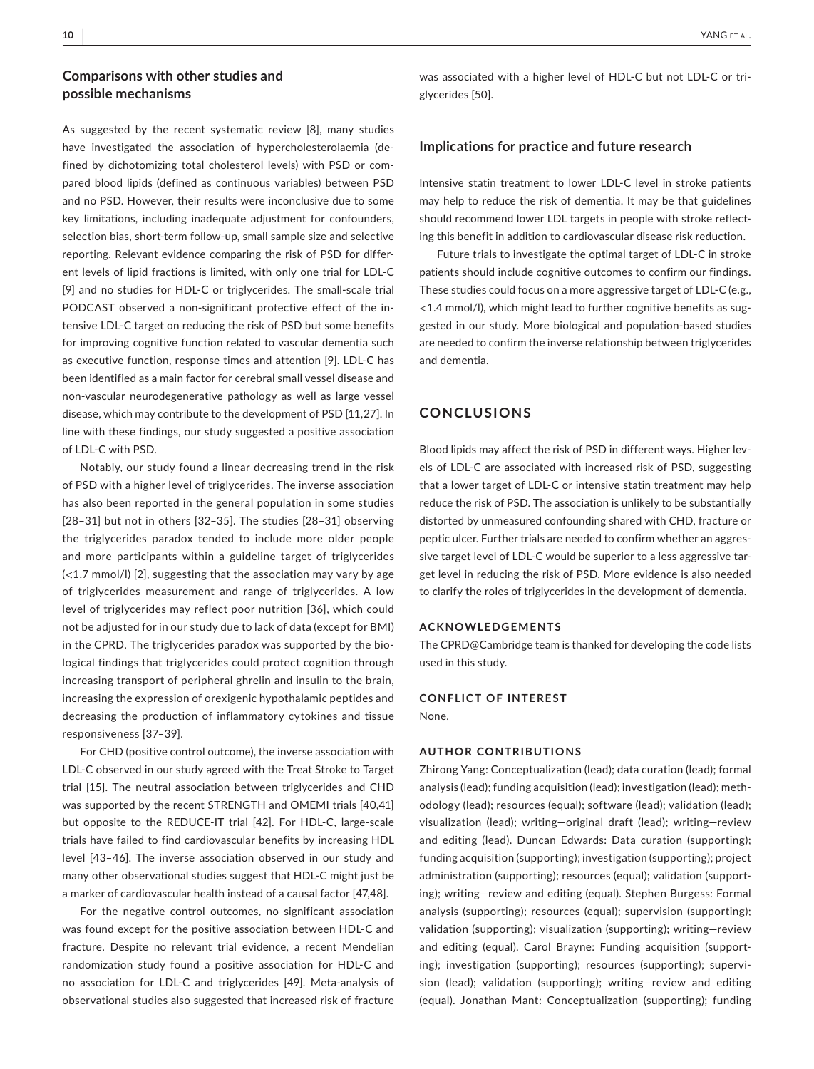## Comparisons with other studies and possible mechanisms

As suggested by the recent systematic review [8], many studies have investigated the association of hypercholesterolaemia (defined by dichotomizing total cholesterol levels) with PSD or compared blood lipids (defined as continuous variables) between PSD and no PSD. However, their results were inconclusive due to some key limitations, including inadequate adjustment for confounders, selection bias, short-term follow-up, small sample size and selective reporting. Relevant evidence comparing the risk of PSD for different levels of lipid fractions is limited, with only one trial for LDL-C [9] and no studies for HDL-C or triglycerides. The small-scale trial PODCAST observed a non-significant protective effect of the intensive LDL-C target on reducing the risk of PSD but some benefits for improving cognitive function related to vascular dementia such as executive function, response times and attention [9]. LDL-C has been identified as a main factor for cerebral small vessel disease and non-vascular neurodegenerative pathology as well as large vessel disease, which may contribute to the development of PSD [11,27]. In line with these findings, our study suggested a positive association of LDL-C with PSD.

Notably, our study found a linear decreasing trend in the risk of PSD with a higher level of triglycerides. The inverse association has also been reported in the general population in some studies [28–31] but not in others [32–35]. The studies [28–31] observing the triglycerides paradox tended to include more older people and more participants within a guideline target of triglycerides (<1.7 mmol/l) [2], suggesting that the association may vary by age of triglycerides measurement and range of triglycerides. A low level of triglycerides may reflect poor nutrition [36], which could not be adjusted for in our study due to lack of data (except for BMI) in the CPRD. The triglycerides paradox was supported by the biological findings that triglycerides could protect cognition through increasing transport of peripheral ghrelin and insulin to the brain, increasing the expression of orexigenic hypothalamic peptides and decreasing the production of inflammatory cytokines and tissue responsiveness [37–39].

For CHD (positive control outcome), the inverse association with LDL-C observed in our study agreed with the Treat Stroke to Target trial [15]. The neutral association between triglycerides and CHD was supported by the recent STRENGTH and OMEMI trials [40,41] but opposite to the REDUCE-IT trial [42]. For HDL-C, large-scale trials have failed to find cardiovascular benefits by increasing HDL level [43–46]. The inverse association observed in our study and many other observational studies suggest that HDL-C might just be a marker of cardiovascular health instead of a causal factor [47,48].

For the negative control outcomes, no significant association was found except for the positive association between HDL-C and fracture. Despite no relevant trial evidence, a recent Mendelian randomization study found a positive association for HDL-C and no association for LDL-C and triglycerides [49]. Meta-analysis of observational studies also suggested that increased risk of fracture was associated with a higher level of HDL-C but not LDL-C or triglycerides [50].

## Implications for practice and future research

Intensive statin treatment to lower LDL-C level in stroke patients may help to reduce the risk of dementia. It may be that guidelines should recommend lower LDL targets in people with stroke reflecting this benefit in addition to cardiovascular disease risk reduction.

Future trials to investigate the optimal target of LDL-C in stroke patients should include cognitive outcomes to confirm our findings. These studies could focus on a more aggressive target of LDL-C (e.g., <1.4 mmol/l), which might lead to further cognitive benefits as suggested in our study. More biological and population-based studies are needed to confirm the inverse relationship between triglycerides and dementia.

# CONCLUSIONS

Blood lipids may affect the risk of PSD in different ways. Higher levels of LDL-C are associated with increased risk of PSD, suggesting that a lower target of LDL-C or intensive statin treatment may help reduce the risk of PSD. The association is unlikely to be substantially distorted by unmeasured confounding shared with CHD, fracture or peptic ulcer. Further trials are needed to confirm whether an aggressive target level of LDL-C would be superior to a less aggressive target level in reducing the risk of PSD. More evidence is also needed to clarify the roles of triglycerides in the development of dementia.

### ACKNOWLEDGEMENTS

The CPRD@Cambridge team is thanked for developing the code lists used in this study.

### CONFLICT OF INTEREST

None.

### AUTHOR CONTRIBUTIONS

Zhirong Yang: Conceptualization (lead); data curation (lead); formal analysis (lead); funding acquisition (lead); investigation (lead); methodology (lead); resources (equal); software (lead); validation (lead); visualization (lead); writing—original draft (lead); writing—review and editing (lead). Duncan Edwards: Data curation (supporting); funding acquisition (supporting); investigation (supporting); project administration (supporting); resources (equal); validation (supporting); writing—review and editing (equal). Stephen Burgess: Formal analysis (supporting); resources (equal); supervision (supporting); validation (supporting); visualization (supporting); writing—review and editing (equal). Carol Brayne: Funding acquisition (supporting); investigation (supporting); resources (supporting); supervision (lead); validation (supporting); writing—review and editing (equal). Jonathan Mant: Conceptualization (supporting); funding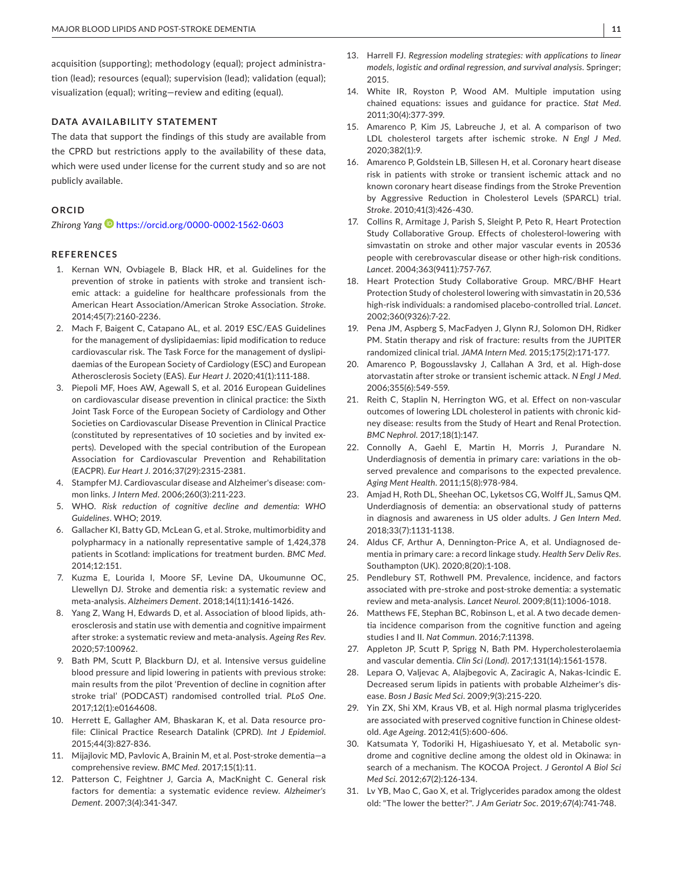acquisition (supporting); methodology (equal); project administration (lead); resources (equal); supervision (lead); validation (equal); visualization (equal); writing—review and editing (equal).

## DATA AVAILABILITY STATEMENT

The data that support the findings of this study are available from the CPRD but restrictions apply to the availability of these data, which were used under license for the current study and so are not publicly available.

## ORCID

*Zhirong Yang* https://orcid.org/0000-0002-1562-0603

## REFERENCES

1. Kernan WN, Ovbiagele B, Black HR, et al. Guidelines for the prevention of stroke in patients with stroke and transient ischemic attack: a guideline for healthcare professionals from the American Heart Association/American Stroke Association. *Stroke*. 2014;45(7):2160-2236.
2. Mach F, Baigent C, Catapano AL, et al. 2019 ESC/EAS Guidelines for the management of dyslipidaemias: lipid modification to reduce cardiovascular risk. The Task Force for the management of dyslipidaemias of the European Society of Cardiology (ESC) and European Atherosclerosis Society (EAS). *Eur Heart J*. 2020;41(1):111-188.
3. Piepoli MF, Hoes AW, Agewall S, et al. 2016 European Guidelines on cardiovascular disease prevention in clinical practice: the Sixth Joint Task Force of the European Society of Cardiology and Other Societies on Cardiovascular Disease Prevention in Clinical Practice (constituted by representatives of 10 societies and by invited experts). Developed with the special contribution of the European Association for Cardiovascular Prevention and Rehabilitation (EACPR). *Eur Heart J*. 2016;37(29):2315-2381.
4. Stampfer MJ. Cardiovascular disease and Alzheimer's disease: common links. *J Intern Med*. 2006;260(3):211-223.
5. WHO. *Risk reduction of cognitive decline and dementia: WHO Guidelines*. WHO; 2019.
6. Gallacher KI, Batty GD, McLean G, et al. Stroke, multimorbidity and polypharmacy in a nationally representative sample of 1,424,378 patients in Scotland: implications for treatment burden. *BMC Med*. 2014;12:151.
7. Kuzma E, Lourida I, Moore SF, Levine DA, Ukoumunne OC, Llewellyn DJ. Stroke and dementia risk: a systematic review and meta-analysis. *Alzheimers Dement*. 2018;14(11):1416-1426.
8. Yang Z, Wang H, Edwards D, et al. Association of blood lipids, atherosclerosis and statin use with dementia and cognitive impairment after stroke: a systematic review and meta-analysis. *Ageing Res Rev*. 2020;57:100962.
9. Bath PM, Scutt P, Blackburn DJ, et al. Intensive versus guideline blood pressure and lipid lowering in patients with previous stroke: main results from the pilot 'Prevention of decline in cognition after stroke trial' (PODCAST) randomised controlled trial. *PLoS One*. 2017;12(1):e0164608.
10. Herrett E, Gallagher AM, Bhaskaran K, et al. Data resource profile: Clinical Practice Research Datalink (CPRD). *Int J Epidemiol*. 2015;44(3):827-836.
11. Mijajlovic MD, Pavlovic A, Brainin M, et al. Post-stroke dementia—a comprehensive review. *BMC Med*. 2017;15(1):11.
12. Patterson C, Feightner J, Garcia A, MacKnight C. General risk factors for dementia: a systematic evidence review. *Alzheimer's Dement*. 2007;3(4):341-347.
13. Harrell FJ. *Regression modeling strategies: with applications to linear models, logistic and ordinal regression, and survival analysis*. Springer; 2015.
14. White IR, Royston P, Wood AM. Multiple imputation using chained equations: issues and guidance for practice. *Stat Med*. 2011;30(4):377-399.
15. Amarenco P, Kim JS, Labreuche J, et al. A comparison of two LDL cholesterol targets after ischemic stroke. *N Engl J Med*. 2020;382(1):9.
16. Amarenco P, Goldstein LB, Sillesen H, et al. Coronary heart disease risk in patients with stroke or transient ischemic attack and no known coronary heart disease findings from the Stroke Prevention by Aggressive Reduction in Cholesterol Levels (SPARCL) trial. *Stroke*. 2010;41(3):426-430.
17. Collins R, Armitage J, Parish S, Sleight P, Peto R, Heart Protection Study Collaborative Group. Effects of cholesterol-lowering with simvastatin on stroke and other major vascular events in 20536 people with cerebrovascular disease or other high-risk conditions. *Lancet*. 2004;363(9411):757-767.
18. Heart Protection Study Collaborative Group. MRC/BHF Heart Protection Study of cholesterol lowering with simvastatin in 20,536 high-risk individuals: a randomised placebo-controlled trial. *Lancet*. 2002;360(9326):7-22.
19. Pena JM, Aspberg S, MacFadyen J, Glynn RJ, Solomon DH, Ridker PM. Statin therapy and risk of fracture: results from the JUPITER randomized clinical trial. *JAMA Intern Med*. 2015;175(2):171-177.
20. Amarenco P, Bogousslavsky J, Callahan A 3rd, et al. High-dose atorvastatin after stroke or transient ischemic attack. *N Engl J Med*. 2006;355(6):549-559.
21. Reith C, Staplin N, Herrington WG, et al. Effect on non-vascular outcomes of lowering LDL cholesterol in patients with chronic kidney disease: results from the Study of Heart and Renal Protection. *BMC Nephrol*. 2017;18(1):147.
22. Connolly A, Gaehl E, Martin H, Morris J, Purandare N. Underdiagnosis of dementia in primary care: variations in the observed prevalence and comparisons to the expected prevalence. *Aging Ment Health*. 2011;15(8):978-984.
23. Amjad H, Roth DL, Sheehan OC, Lyketsos CG, Wolff JL, Samus QM. Underdiagnosis of dementia: an observational study of patterns in diagnosis and awareness in US older adults. *J Gen Intern Med*. 2018;33(7):1131-1138.
24. Aldus CF, Arthur A, Dennington-Price A, et al. Undiagnosed dementia in primary care: a record linkage study. *Health Serv Deliv Res*. Southampton (UK). 2020;8(20):1-108.
25. Pendlebury ST, Rothwell PM. Prevalence, incidence, and factors associated with pre-stroke and post-stroke dementia: a systematic review and meta-analysis. *Lancet Neurol*. 2009;8(11):1006-1018.
26. Matthews FE, Stephan BC, Robinson L, et al. A two decade dementia incidence comparison from the cognitive function and ageing studies I and II. *Nat Commun*. 2016;7:11398.
27. Appleton JP, Scutt P, Sprigg N, Bath PM. Hypercholesterolaemia and vascular dementia. *Clin Sci (Lond)*. 2017;131(14):1561-1578.
28. Lepara O, Valjevac A, Alajbegovic A, Zaciragic A, Nakas-Icindic E. Decreased serum lipids in patients with probable Alzheimer's disease. *Bosn J Basic Med Sci*. 2009;9(3):215-220.
29. Yin ZX, Shi XM, Kraus VB, et al. High normal plasma triglycerides are associated with preserved cognitive function in Chinese oldest-old. *Age Ageing*. 2012;41(5):600-606.
30. Katsumata Y, Todoriki H, Higashiuesato Y, et al. Metabolic syndrome and cognitive decline among the oldest old in Okinawa: in search of a mechanism. The KOCOA Project. *J Gerontol A Biol Sci Med Sci*. 2012;67(2):126-134.
31. Lv YB, Mao C, Gao X, et al. Triglycerides paradox among the oldest old: "The lower the better?". *J Am Geriatr Soc*. 2019;67(4):741-748.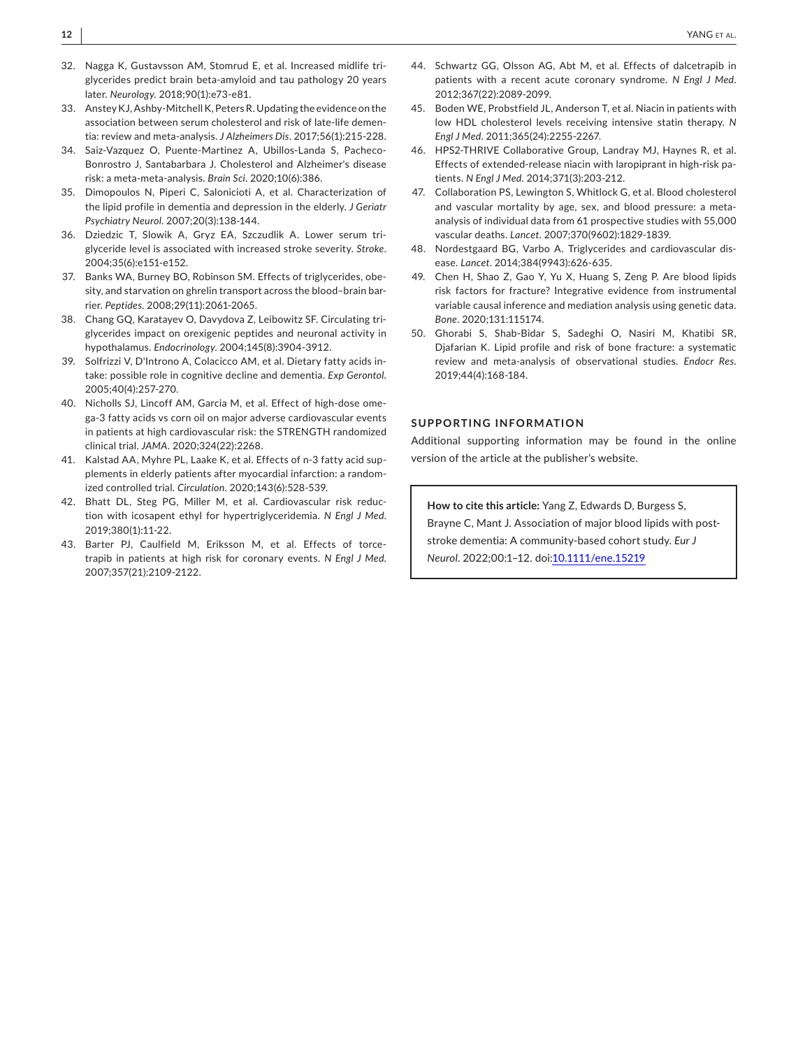32. Nagga K, Gustavsson AM, Stomrud E, et al. Increased midlife triglycerides predict brain beta-amyloid and tau pathology 20 years later. *Neurology*. 2018;90(1):e73-e81.
33. Anstey KJ, Ashby-Mitchell K, Peters R. Updating the evidence on the association between serum cholesterol and risk of late-life dementia: review and meta-analysis. *J Alzheimers Dis*. 2017;56(1):215-228.
34. Saiz-Vazquez O, Puente-Martinez A, Ubillos-Landa S, Pacheco-Bonrostro J, Santabarbara J. Cholesterol and Alzheimer's disease risk: a meta-meta-analysis. *Brain Sci*. 2020;10(6):386.
35. Dimopoulos N, Piperi C, Salonicioti A, et al. Characterization of the lipid profile in dementia and depression in the elderly. *J Geriatr Psychiatry Neurol*. 2007;20(3):138-144.
36. Dziedzic T, Slowik A, Gryz EA, Szczudlik A. Lower serum triglyceride level is associated with increased stroke severity. *Stroke*. 2004;35(6):e151-e152.
37. Banks WA, Burney BO, Robinson SM. Effects of triglycerides, obesity, and starvation on ghrelin transport across the blood–brain barrier. *Peptides*. 2008;29(11):2061-2065.
38. Chang GQ, Karatayev O, Davydova Z, Leibowitz SF. Circulating triglycerides impact on orexigenic peptides and neuronal activity in hypothalamus. *Endocrinology*. 2004;145(8):3904-3912.
39. Solfrizzi V, D'Introno A, Colacicco AM, et al. Dietary fatty acids intake: possible role in cognitive decline and dementia. *Exp Gerontol*. 2005;40(4):257-270.
40. Nicholls SJ, Lincoff AM, Garcia M, et al. Effect of high-dose omega-3 fatty acids vs corn oil on major adverse cardiovascular events in patients at high cardiovascular risk: the STRENGTH randomized clinical trial. *JAMA*. 2020;324(22):2268.
41. Kalstad AA, Myhre PL, Laake K, et al. Effects of n-3 fatty acid supplements in elderly patients after myocardial infarction: a randomized controlled trial. *Circulation*. 2020;143(6):528-539.
42. Bhatt DL, Steg PG, Miller M, et al. Cardiovascular risk reduction with icosapent ethyl for hypertriglyceridemia. *N Engl J Med*. 2019;380(1):11-22.
43. Barter PJ, Caulfield M, Eriksson M, et al. Effects of torcetrapib in patients at high risk for coronary events. *N Engl J Med*. 2007;357(21):2109-2122.
44. Schwartz GG, Olsson AG, Abt M, et al. Effects of dalcetrapib in patients with a recent acute coronary syndrome. *N Engl J Med*. 2012;367(22):2089-2099.
45. Boden WE, Probstfield JL, Anderson T, et al. Niacin in patients with low HDL cholesterol levels receiving intensive statin therapy. *N Engl J Med*. 2011;365(24):2255-2267.
46. HPS2-THRIVE Collaborative Group, Landray MJ, Haynes R, et al. Effects of extended-release niacin with laropiprant in high-risk patients. *N Engl J Med*. 2014;371(3):203-212.
47. Collaboration PS, Lewington S, Whitlock G, et al. Blood cholesterol and vascular mortality by age, sex, and blood pressure: a meta-analysis of individual data from 61 prospective studies with 55,000 vascular deaths. *Lancet*. 2007;370(9602):1829-1839.
48. Nordestgaard BG, Varbo A. Triglycerides and cardiovascular disease. *Lancet*. 2014;384(9943):626-635.
49. Chen H, Shao Z, Gao Y, Yu X, Huang S, Zeng P. Are blood lipids risk factors for fracture? Integrative evidence from instrumental variable causal inference and mediation analysis using genetic data. *Bone*. 2020;131:115174.
50. Ghorabi S, Shab-Bidar S, Sadeghi O, Nasiri M, Khatibi SR, Djafarian K. Lipid profile and risk of bone fracture: a systematic review and meta-analysis of observational studies. *Endocr Res*. 2019;44(4):168-184.

## SUPPORTING INFORMATION

Additional supporting information may be found in the online version of the article at the publisher's website.

**How to cite this article:** Yang Z, Edwards D, Burgess S, Brayne C, Mant J. Association of major blood lipids with post-stroke dementia: A community-based cohort study. *Eur J Neurol*. 2022;00:1–12. doi:10.1111/ene.15219